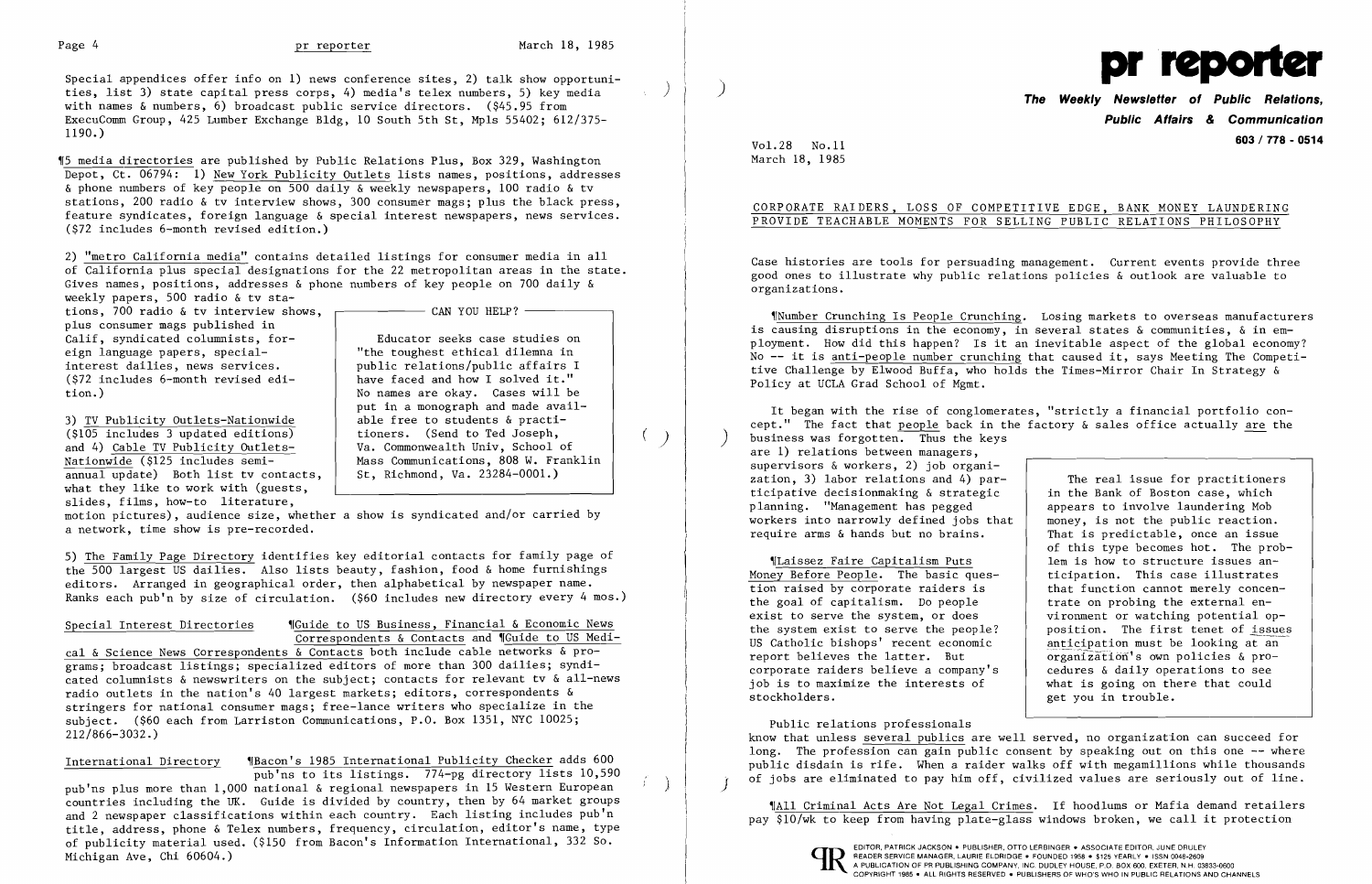Special appendices offer info on 1) news conference sites, 2) talk show opportunities, list 3) state capital press corps, 4) media's telex numbers, 5) key media with names & numbers, 6) broadcast public service directors. ($45.95 from ExecuComm Group, 425 Lumber Exchange Bldg, 10 South 5th St, Mpls 55402; 612/375-1190.)

¶5 media directories are published by Public Relations Plus, Box 329, Washington Depot, Ct. 06794: 1) New York Publicity Outlets lists names, positions, addresses & phone numbers of key people on 500 daily & weekly newspapers, 100 radio & tv stations, 200 radio & tv interview shows, 300 consumer mags; plus the black press, feature syndicates, foreign language & special interest newspapers, news services. ($72 includes 6-month revised edition.)

2) "metro California media" contains detailed listings for consumer media in all of California plus special designations for the 22 metropolitan areas in the state. Gives names, positions, addresses & phone numbers of key people on 700 daily & weekly papers, 500 radio & tv stations, 700 radio & tv interview shows, plus consumer mags published in Calif, syndicated columnists, foreign language papers, special-interest dailies, news services. ($72 includes 6-month revised edition.)

3) TV Publicity Outlets-Nationwide ($105 includes 3 updated editions) and 4) Cable TV Publicity Outlets-Nationwide ($125 includes semi-annual update) Both list tv contacts, what they like to work with (guests, slides, films, how-to literature, motion pictures), audience size, whether a show is syndicated and/or carried by a network, time show is pre-recorded.

> **CAN YOU HELP?**
>
> Educator seeks case studies on "the toughest ethical dilemma in public relations/public affairs I have faced and how I solved it." No names are okay. Cases will be put in a monograph and made available free to students & practitioners. (Send to Ted Joseph, Va. Commonwealth Univ, School of Mass Communications, 808 W. Franklin St, Richmond, Va. 23284-0001.)

5) The Family Page Directory identifies key editorial contacts for family page of the 500 largest US dailies. Also lists beauty, fashion, food & home furnishings editors. Arranged in geographical order, then alphabetical by newspaper name. Ranks each pub'n by size of circulation. ($60 includes new directory every 4 mos.)

Special Interest Directories ¶Guide to US Business, Financial & Economic News Correspondents & Contacts and ¶Guide to US Medical & Science News Correspondents & Contacts both include cable networks & programs; broadcast listings; specialized editors of more than 300 dailies; syndicated columnists & newswriters on the subject; contacts for relevant tv & all-news radio outlets in the nation's 40 largest markets; editors, correspondents & stringers for national consumer mags; free-lance writers who specialize in the subject. ($60 each from Larriston Communications, P.O. Box 1351, NYC 10025; 212/866-3032.)

International Directory ¶Bacon's 1985 International Publicity Checker adds 600 pub'ns to its listings. 774-pg directory lists 10,590 pub'ns plus more than 1,000 national & regional newspapers in 15 Western European countries including the UK. Guide is divided by country, then by 64 market groups and 2 newspaper classifications within each country. Each listing includes pub'n title, address, phone & Telex numbers, frequency, circulation, editor's name, type of publicity material used. ($150 from Bacon's Information International, 332 So. Michigan Ave, Chi 60604.)

# pr reporter

**The Weekly Newsletter of Public Relations, Public Affairs & Communication**

**603 / 778 - 0514**

Vol.28 No.11
March 18, 1985

## CORPORATE RAIDERS, LOSS OF COMPETITIVE EDGE, BANK MONEY LAUNDERING PROVIDE TEACHABLE MOMENTS FOR SELLING PUBLIC RELATIONS PHILOSOPHY

Case histories are tools for persuading management. Current events provide three good ones to illustrate why public relations policies & outlook are valuable to organizations.

¶Number Crunching Is People Crunching. Losing markets to overseas manufacturers is causing disruptions in the economy, in several states & communities, & in employment. How did this happen? Is it an inevitable aspect of the global economy? No -- it is anti-people number crunching that caused it, says Meeting The Competitive Challenge by Elwood Buffa, who holds the Times-Mirror Chair In Strategy & Policy at UCLA Grad School of Mgmt.

It began with the rise of conglomerates, "strictly a financial portfolio concept." The fact that people back in the factory & sales office actually are the business was forgotten. Thus the keys are 1) relations between managers, supervisors & workers, 2) job organization, 3) labor relations and 4) participative decisionmaking & strategic planning. "Management has pegged workers into narrowly defined jobs that require arms & hands but no brains."

¶Laissez Faire Capitalism Puts Money Before People. The basic question raised by corporate raiders is the goal of capitalism. Do people exist to serve the system, or does the system exist to serve the people? US Catholic bishops' recent economic report believes the latter. But corporate raiders believe a company's job is to maximize the interests of stockholders.

> The real issue for practitioners in the Bank of Boston case, which appears to involve laundering Mob money, is not the public reaction. That is predictable, once an issue of this type becomes hot. The problem is how to structure issues anticipation. This case illustrates that function cannot merely concentrate on probing the external environment or watching potential opposition. The first tenet of issues anticipation must be looking at an organization's own policies & procedures & daily operations to see what is going on there that could get you in trouble.

Public relations professionals know that unless several publics are well served, no organization can succeed for long. The profession can gain public consent by speaking out on this one -- where public disdain is rife. When a raider walks off with megamillions while thousands of jobs are eliminated to pay him off, civilized values are seriously out of line.

¶All Criminal Acts Are Not Legal Crimes. If hoodlums or Mafia demand retailers pay $10/wk to keep from having plate-glass windows broken, we call it protection

EDITOR, PATRICK JACKSON • PUBLISHER, OTTO LERBINGER • ASSOCIATE EDITOR, JUNE DRULEY
READER SERVICE MANAGER, LAURIE ELDRIDGE • FOUNDED 1958 • $125 YEARLY • ISSN 0048-2609
A PUBLICATION OF PR PUBLISHING COMPANY, INC. DUDLEY HOUSE, P.O. BOX 600, EXETER, N.H. 03833-0600
COPYRIGHT 1985 • ALL RIGHTS RESERVED • PUBLISHERS OF WHO'S WHO IN PUBLIC RELATIONS AND CHANNELS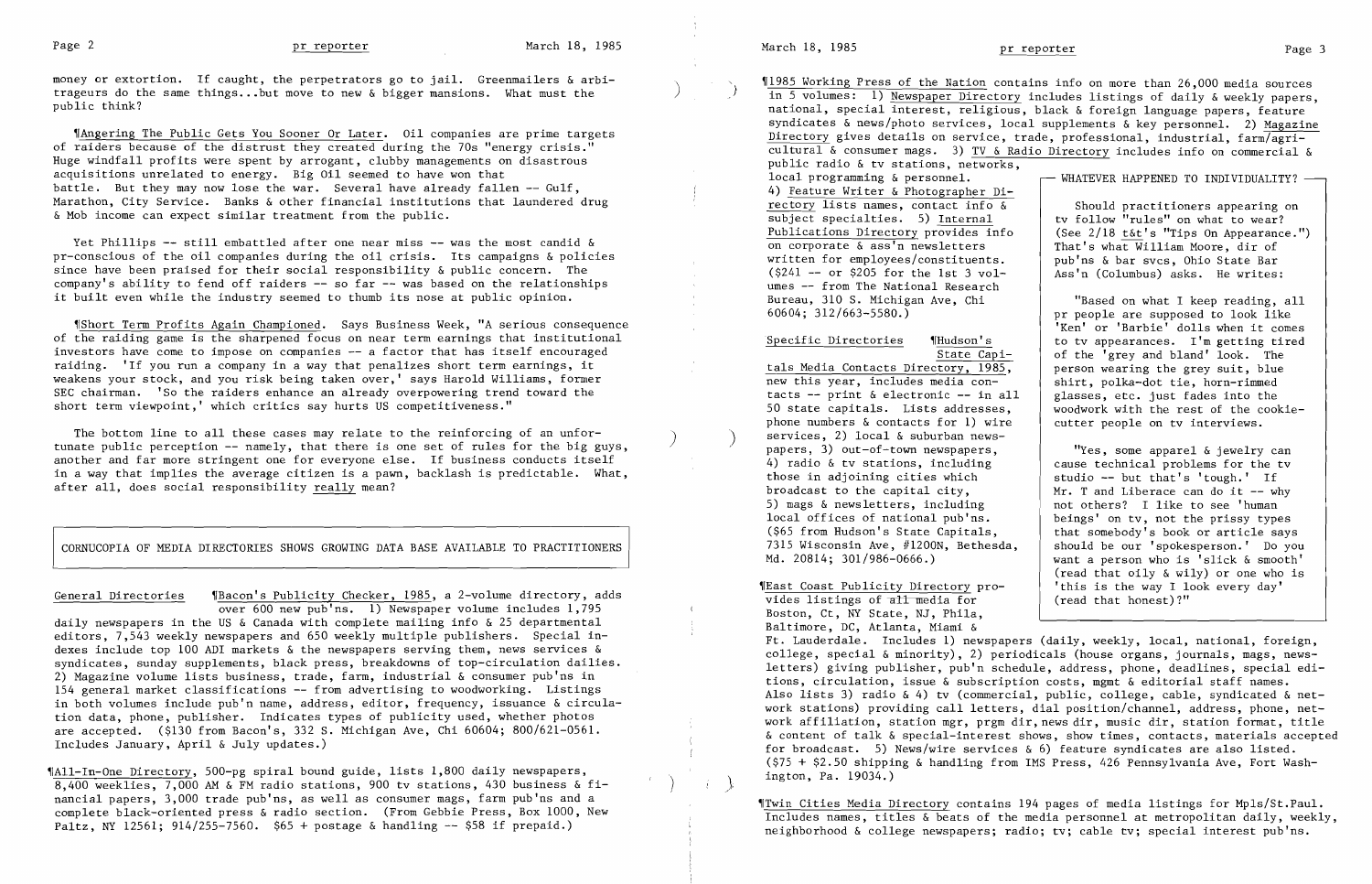money or extortion. If caught, the perpetrators go to jail. Greenmailers & arbitrageurs do the same things...but move to new & bigger mansions. What must the public think?

¶Angering The Public Gets You Sooner Or Later. Oil companies are prime targets of raiders because of the distrust they created during the 70s "energy crisis." Huge windfall profits were spent by arrogant, clubby managements on disastrous acquisitions unrelated to energy. Big Oil seemed to have won that battle. But they may now lose the war. Several have already fallen -- Gulf, Marathon, City Service. Banks & other financial institutions that laundered drug & Mob income can expect similar treatment from the public.

Yet Phillips -- still embattled after one near miss -- was the most candid & pr-conscious of the oil companies during the oil crisis. Its campaigns & policies since have been praised for their social responsibility & public concern. The company's ability to fend off raiders -- so far -- was based on the relationships it built even while the industry seemed to thumb its nose at public opinion.

¶Short Term Profits Again Championed. Says Business Week, "A serious consequence of the raiding game is the sharpened focus on near term earnings that institutional investors have come to impose on companies -- a factor that has itself encouraged raiding. 'If you run a company in a way that penalizes short term earnings, it weakens your stock, and you risk being taken over,' says Harold Williams, former SEC chairman. 'So the raiders enhance an already overpowering trend toward the short term viewpoint,' which critics say hurts US competitiveness."

The bottom line to all these cases may relate to the reinforcing of an unfortunate public perception -- namely, that there is one set of rules for the big guys, another and far more stringent one for everyone else. If business conducts itself in a way that implies the average citizen is a pawn, backlash is predictable. What, after all, does social responsibility really mean?

## CORNUCOPIA OF MEDIA DIRECTORIES SHOWS GROWING DATA BASE AVAILABLE TO PRACTITIONERS

General Directories ¶Bacon's Publicity Checker, 1985, a 2-volume directory, adds over 600 new pub'ns. 1) Newspaper volume includes 1,795 daily newspapers in the US & Canada with complete mailing info & 25 departmental editors, 7,543 weekly newspapers and 650 weekly multiple publishers. Special indexes include top 100 ADI markets & the newspapers serving them, news services & syndicates, sunday supplements, black press, breakdowns of top-circulation dailies. 2) Magazine volume lists business, trade, farm, industrial & consumer pub'ns in 154 general market classifications -- from advertising to woodworking. Listings in both volumes include pub'n name, address, editor, frequency, issuance & circulation data, phone, publisher. Indicates types of publicity used, whether photos are accepted. ($130 from Bacon's, 332 S. Michigan Ave, Chi 60604; 800/621-0561. Includes January, April & July updates.)

¶All-In-One Directory, 500-pg spiral bound guide, lists 1,800 daily newspapers, 8,400 weeklies, 7,000 AM & FM radio stations, 900 tv stations, 430 business & financial papers, 3,000 trade pub'ns, as well as consumer mags, farm pub'ns and a complete black-oriented press & radio section. (From Gebbie Press, Box 1000, New Paltz, NY 12561; 914/255-7560. $65 + postage & handling -- $58 if prepaid.)

¶1985 Working Press of the Nation contains info on more than 26,000 media sources in 5 volumes: 1) Newspaper Directory includes listings of daily & weekly papers, national, special interest, religious, black & foreign language papers, feature syndicates & news/photo services, local supplements & key personnel. 2) Magazine Directory gives details on service, trade, professional, industrial, farm/agricultural & consumer mags. 3) TV & Radio Directory includes info on commercial & public radio & tv stations, networks, local programming & personnel. 4) Feature Writer & Photographer Directory lists names, contact info & subject specialties. 5) Internal Publications Directory provides info on corporate & ass'n newsletters written for employees/constituents. ($241 -- or $205 for the 1st 3 volumes -- from The National Research Bureau, 310 S. Michigan Ave, Chi 60604; 312/663-5580.)

Specific Directories ¶Hudson's State Capitals Media Contacts Directory, 1985, new this year, includes media contacts -- print & electronic -- in all 50 state capitals. Lists addresses, phone numbers & contacts for 1) wire services, 2) local & suburban newspapers, 3) out-of-town newspapers, 4) radio & tv stations, including those in adjoining cities which broadcast to the capital city, 5) mags & newsletters, including local offices of national pub'ns. ($65 from Hudson's State Capitals, 7315 Wisconsin Ave, #1200N, Bethesda, Md. 20814; 301/986-0666.)

¶East Coast Publicity Directory provides listings of all media for Boston, Ct, NY State, NJ, Phila, Baltimore, DC, Atlanta, Miami & Ft. Lauderdale. Includes 1) newspapers (daily, weekly, local, national, foreign, college, special & minority), 2) periodicals (house organs, journals, mags, newsletters) giving publisher, pub'n schedule, address, phone, deadlines, special editions, circulation, issue & subscription costs, mgmt & editorial staff names. Also lists 3) radio & 4) tv (commercial, public, college, cable, syndicated & network stations) providing call letters, dial position/channel, address, phone, network affiliation, station mgr, prgm dir, news dir, music dir, station format, title & content of talk & special-interest shows, show times, contacts, materials accepted for broadcast. 5) News/wire services & 6) feature syndicates are also listed. ($75 + $2.50 shipping & handling from IMS Press, 426 Pennsylvania Ave, Fort Washington, Pa. 19034.)

¶Twin Cities Media Directory contains 194 pages of media listings for Mpls/St.Paul. Includes names, titles & beats of the media personnel at metropolitan daily, weekly, neighborhood & college newspapers; radio; tv; cable tv; special interest pub'ns.

### WHATEVER HAPPENED TO INDIVIDUALITY?

Should practitioners appearing on tv follow "rules" on what to wear? (See 2/18 t&t's "Tips On Appearance.") That's what William Moore, dir of pub'ns & bar svcs, Ohio State Bar Ass'n (Columbus) asks. He writes:

"Based on what I keep reading, all pr people are supposed to look like 'Ken' or 'Barbie' dolls when it comes to tv appearances. I'm getting tired of the 'grey and bland' look. The person wearing the grey suit, blue shirt, polka-dot tie, horn-rimmed glasses, etc. just fades into the woodwork with the rest of the cookie-cutter people on tv interviews.

"Yes, some apparel & jewelry can cause technical problems for the tv studio -- but that's 'tough.' If Mr. T and Liberace can do it -- why not others? I like to see 'human beings' on tv, not the prissy types that somebody's book or article says should be our 'spokesperson.' Do you want a person who is 'slick & smooth' (read that oily & wily) or one who is 'this is the way I look every day' (read that honest)?"